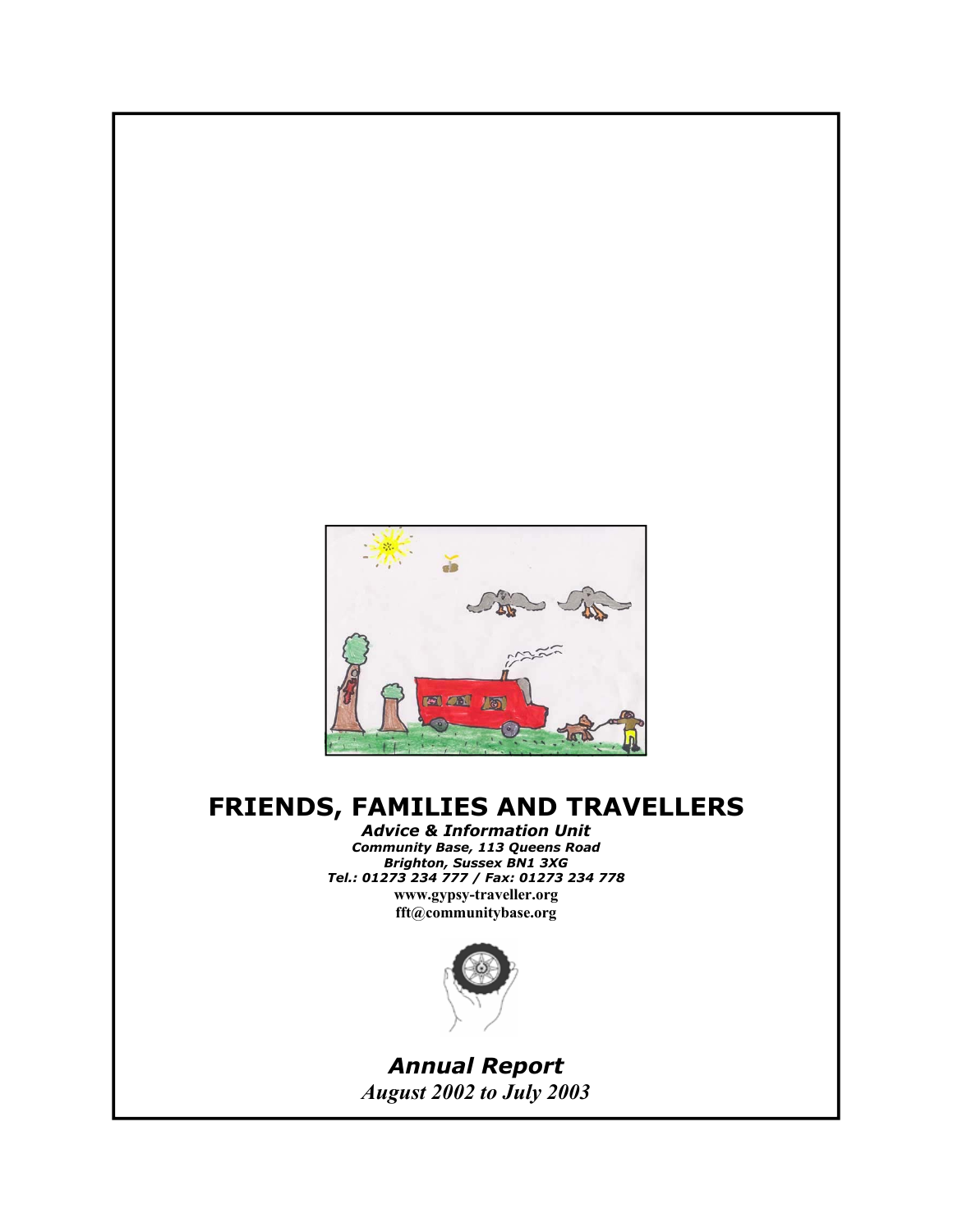# FRIENDS, FAMILIES AND TRAVELLERS

***Advice & Information Unit***

***Community Base, 113 Queens Road***

***Brighton, Sussex BN1 3XG***

***Tel.: 01273 234 777 / Fax: 01273 234 778***

**www.gypsy-traveller.org**

**fft@communitybase.org**

## *Annual Report*

***August 2002 to July 2003***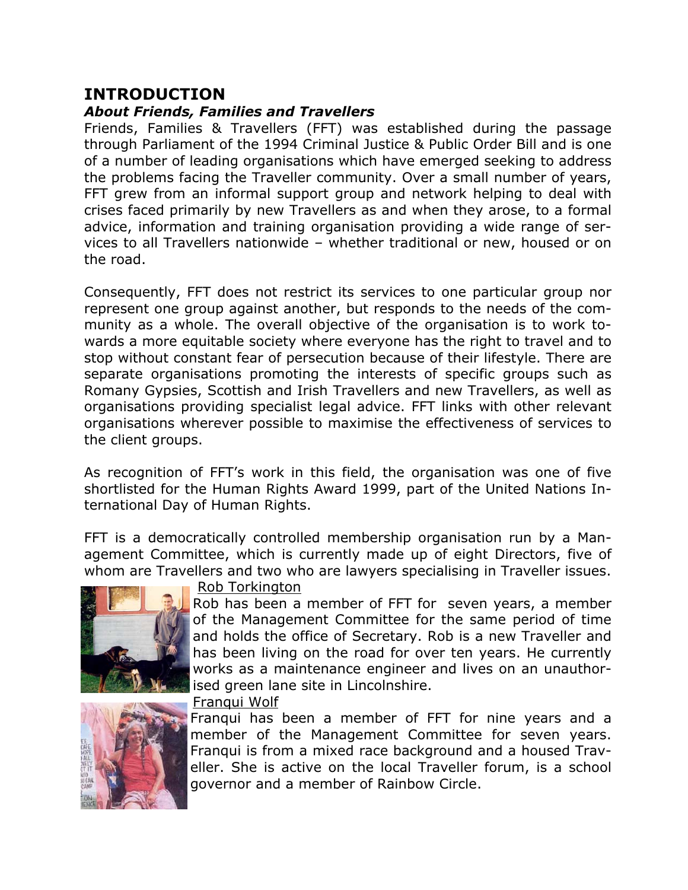## INTRODUCTION

### *About Friends, Families and Travellers*

Friends, Families & Travellers (FFT) was established during the passage through Parliament of the 1994 Criminal Justice & Public Order Bill and is one of a number of leading organisations which have emerged seeking to address the problems facing the Traveller community. Over a small number of years, FFT grew from an informal support group and network helping to deal with crises faced primarily by new Travellers as and when they arose, to a formal advice, information and training organisation providing a wide range of services to all Travellers nationwide – whether traditional or new, housed or on the road.

Consequently, FFT does not restrict its services to one particular group nor represent one group against another, but responds to the needs of the community as a whole. The overall objective of the organisation is to work towards a more equitable society where everyone has the right to travel and to stop without constant fear of persecution because of their lifestyle. There are separate organisations promoting the interests of specific groups such as Romany Gypsies, Scottish and Irish Travellers and new Travellers, as well as organisations providing specialist legal advice. FFT links with other relevant organisations wherever possible to maximise the effectiveness of services to the client groups.

As recognition of FFT's work in this field, the organisation was one of five shortlisted for the Human Rights Award 1999, part of the United Nations International Day of Human Rights.

FFT is a democratically controlled membership organisation run by a Management Committee, which is currently made up of eight Directors, five of whom are Travellers and two who are lawyers specialising in Traveller issues.

Rob Torkington

Rob has been a member of FFT for seven years, a member of the Management Committee for the same period of time and holds the office of Secretary. Rob is a new Traveller and has been living on the road for over ten years. He currently works as a maintenance engineer and lives on an unauthorised green lane site in Lincolnshire.

Franqui Wolf

Franqui has been a member of FFT for nine years and a member of the Management Committee for seven years. Franqui is from a mixed race background and a housed Traveller. She is active on the local Traveller forum, is a school governor and a member of Rainbow Circle.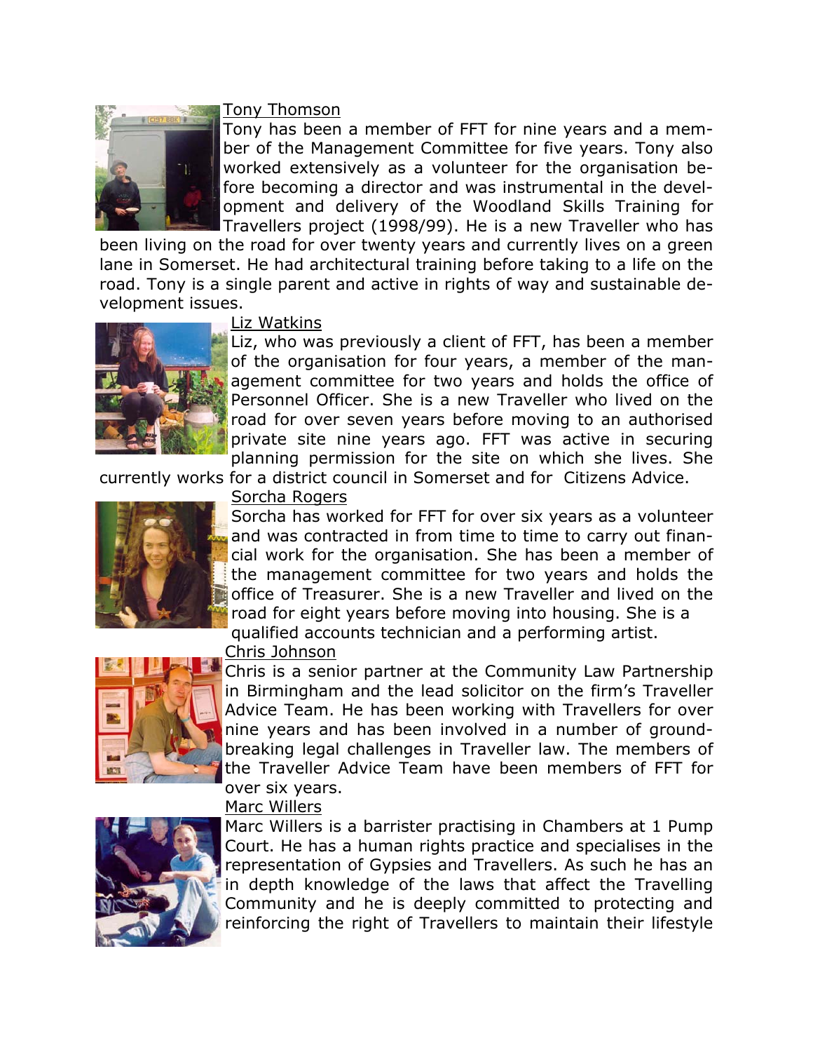<u>Tony Thomson</u>

Tony has been a member of FFT for nine years and a member of the Management Committee for five years. Tony also worked extensively as a volunteer for the organisation before becoming a director and was instrumental in the development and delivery of the Woodland Skills Training for Travellers project (1998/99). He is a new Traveller who has been living on the road for over twenty years and currently lives on a green lane in Somerset. He had architectural training before taking to a life on the road. Tony is a single parent and active in rights of way and sustainable development issues.

<u>Liz Watkins</u>

Liz, who was previously a client of FFT, has been a member of the organisation for four years, a member of the management committee for two years and holds the office of Personnel Officer. She is a new Traveller who lived on the road for over seven years before moving to an authorised private site nine years ago. FFT was active in securing planning permission for the site on which she lives. She currently works for a district council in Somerset and for Citizens Advice.

<u>Sorcha Rogers</u>

Sorcha has worked for FFT for over six years as a volunteer and was contracted in from time to time to carry out financial work for the organisation. She has been a member of the management committee for two years and holds the office of Treasurer. She is a new Traveller and lived on the road for eight years before moving into housing. She is a qualified accounts technician and a performing artist.

<u>Chris Johnson</u>

Chris is a senior partner at the Community Law Partnership in Birmingham and the lead solicitor on the firm's Traveller Advice Team. He has been working with Travellers for over nine years and has been involved in a number of groundbreaking legal challenges in Traveller law. The members of the Traveller Advice Team have been members of FFT for over six years.

<u>Marc Willers</u>

Marc Willers is a barrister practising in Chambers at 1 Pump Court. He has a human rights practice and specialises in the representation of Gypsies and Travellers. As such he has an in depth knowledge of the laws that affect the Travelling Community and he is deeply committed to protecting and reinforcing the right of Travellers to maintain their lifestyle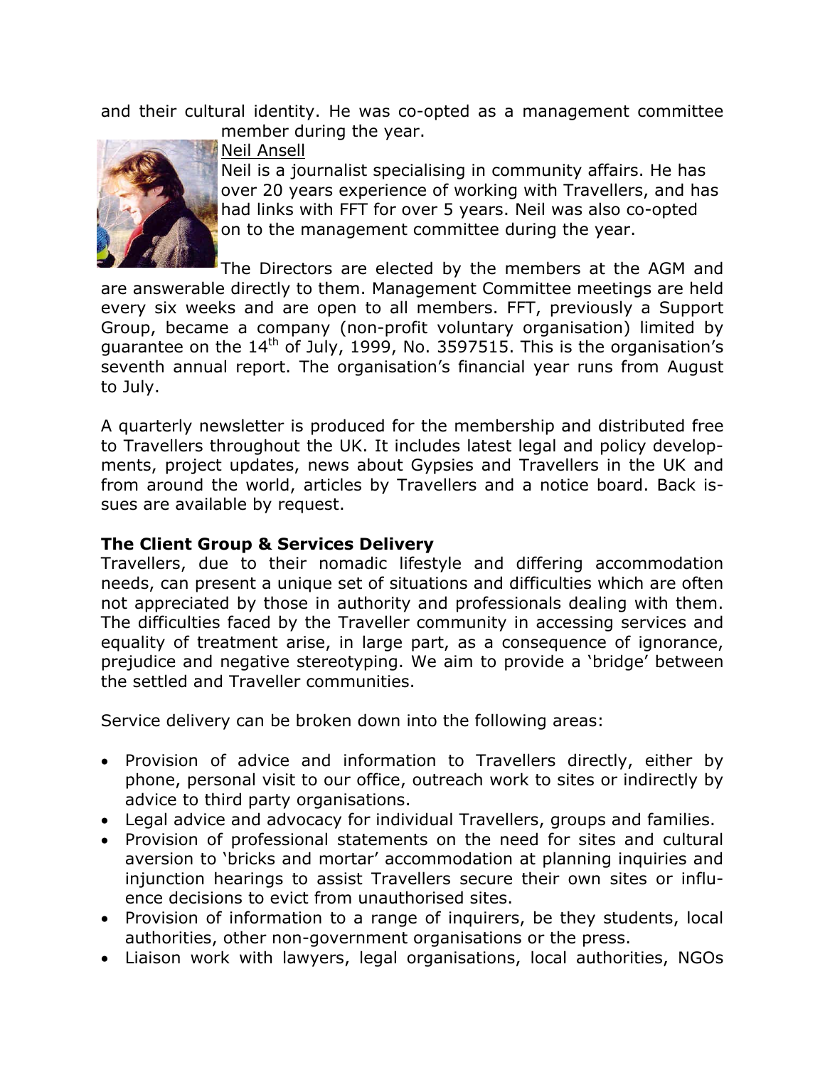and their cultural identity. He was co-opted as a management committee member during the year.

Neil Ansell

Neil is a journalist specialising in community affairs. He has over 20 years experience of working with Travellers, and has had links with FFT for over 5 years. Neil was also co-opted on to the management committee during the year.

The Directors are elected by the members at the AGM and are answerable directly to them. Management Committee meetings are held every six weeks and are open to all members. FFT, previously a Support Group, became a company (non-profit voluntary organisation) limited by guarantee on the 14th of July, 1999, No. 3597515. This is the organisation's seventh annual report. The organisation's financial year runs from August to July.

A quarterly newsletter is produced for the membership and distributed free to Travellers throughout the UK. It includes latest legal and policy developments, project updates, news about Gypsies and Travellers in the UK and from around the world, articles by Travellers and a notice board. Back issues are available by request.

**The Client Group & Services Delivery**

Travellers, due to their nomadic lifestyle and differing accommodation needs, can present a unique set of situations and difficulties which are often not appreciated by those in authority and professionals dealing with them. The difficulties faced by the Traveller community in accessing services and equality of treatment arise, in large part, as a consequence of ignorance, prejudice and negative stereotyping. We aim to provide a 'bridge' between the settled and Traveller communities.

Service delivery can be broken down into the following areas:

- Provision of advice and information to Travellers directly, either by phone, personal visit to our office, outreach work to sites or indirectly by advice to third party organisations.
- Legal advice and advocacy for individual Travellers, groups and families.
- Provision of professional statements on the need for sites and cultural aversion to 'bricks and mortar' accommodation at planning inquiries and injunction hearings to assist Travellers secure their own sites or influence decisions to evict from unauthorised sites.
- Provision of information to a range of inquirers, be they students, local authorities, other non-government organisations or the press.
- Liaison work with lawyers, legal organisations, local authorities, NGOs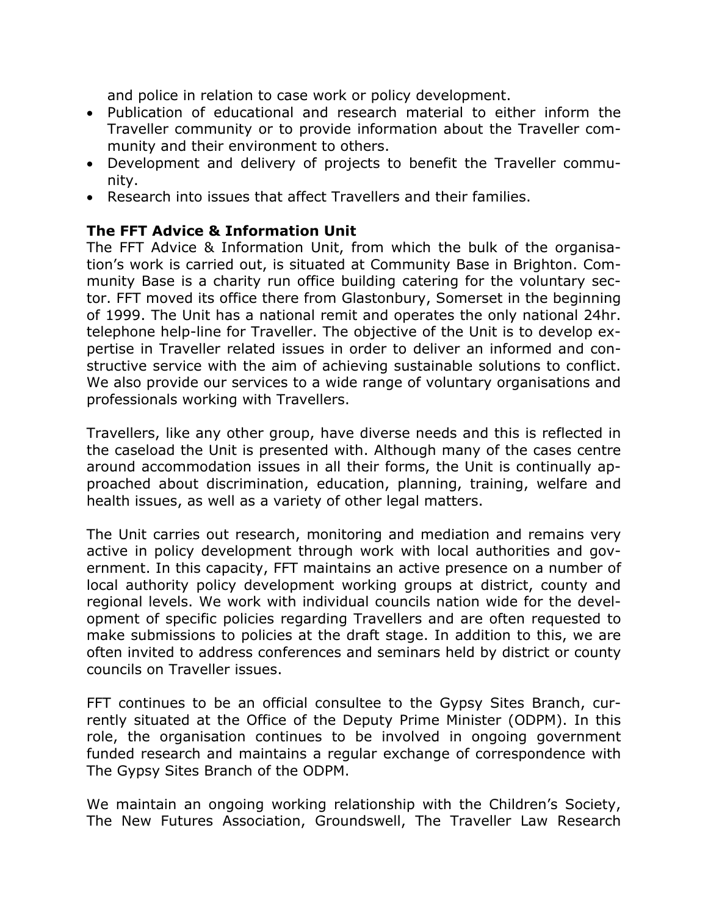and police in relation to case work or policy development.

- Publication of educational and research material to either inform the Traveller community or to provide information about the Traveller community and their environment to others.
- Development and delivery of projects to benefit the Traveller community.
- Research into issues that affect Travellers and their families.

**The FFT Advice & Information Unit**

The FFT Advice & Information Unit, from which the bulk of the organisation's work is carried out, is situated at Community Base in Brighton. Community Base is a charity run office building catering for the voluntary sector. FFT moved its office there from Glastonbury, Somerset in the beginning of 1999. The Unit has a national remit and operates the only national 24hr. telephone help-line for Traveller. The objective of the Unit is to develop expertise in Traveller related issues in order to deliver an informed and constructive service with the aim of achieving sustainable solutions to conflict. We also provide our services to a wide range of voluntary organisations and professionals working with Travellers.

Travellers, like any other group, have diverse needs and this is reflected in the caseload the Unit is presented with. Although many of the cases centre around accommodation issues in all their forms, the Unit is continually approached about discrimination, education, planning, training, welfare and health issues, as well as a variety of other legal matters.

The Unit carries out research, monitoring and mediation and remains very active in policy development through work with local authorities and government. In this capacity, FFT maintains an active presence on a number of local authority policy development working groups at district, county and regional levels. We work with individual councils nation wide for the development of specific policies regarding Travellers and are often requested to make submissions to policies at the draft stage. In addition to this, we are often invited to address conferences and seminars held by district or county councils on Traveller issues.

FFT continues to be an official consultee to the Gypsy Sites Branch, currently situated at the Office of the Deputy Prime Minister (ODPM). In this role, the organisation continues to be involved in ongoing government funded research and maintains a regular exchange of correspondence with The Gypsy Sites Branch of the ODPM.

We maintain an ongoing working relationship with the Children's Society, The New Futures Association, Groundswell, The Traveller Law Research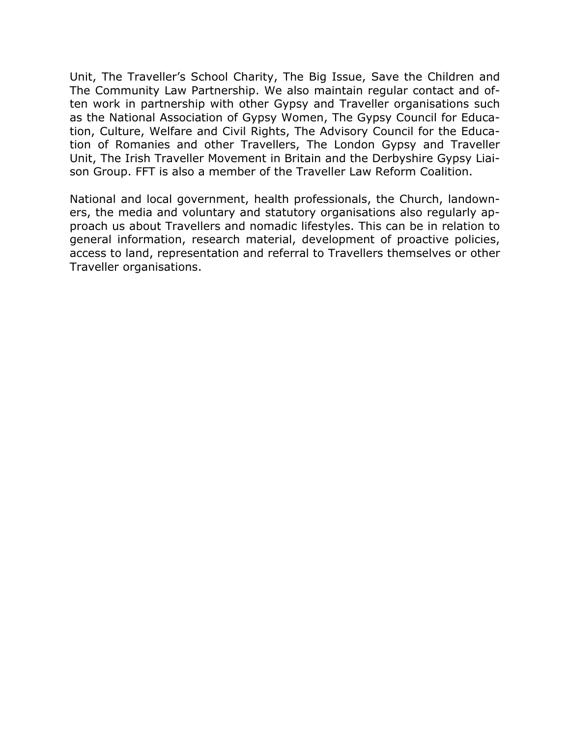Unit, The Traveller's School Charity, The Big Issue, Save the Children and The Community Law Partnership. We also maintain regular contact and often work in partnership with other Gypsy and Traveller organisations such as the National Association of Gypsy Women, The Gypsy Council for Education, Culture, Welfare and Civil Rights, The Advisory Council for the Education of Romanies and other Travellers, The London Gypsy and Traveller Unit, The Irish Traveller Movement in Britain and the Derbyshire Gypsy Liaison Group. FFT is also a member of the Traveller Law Reform Coalition.

National and local government, health professionals, the Church, landowners, the media and voluntary and statutory organisations also regularly approach us about Travellers and nomadic lifestyles. This can be in relation to general information, research material, development of proactive policies, access to land, representation and referral to Travellers themselves or other Traveller organisations.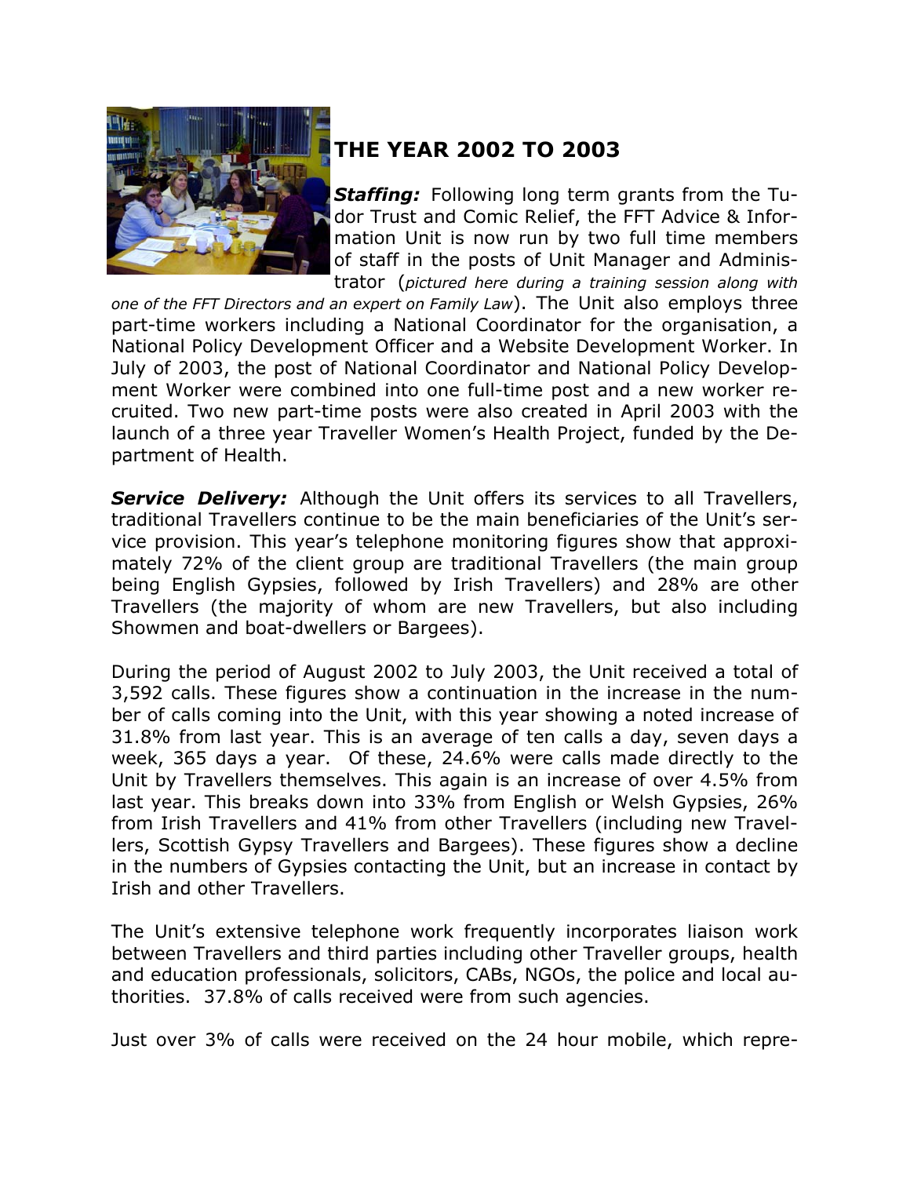## THE YEAR 2002 TO 2003

***Staffing:*** Following long term grants from the Tudor Trust and Comic Relief, the FFT Advice & Information Unit is now run by two full time members of staff in the posts of Unit Manager and Administrator (*pictured here during a training session along with one of the FFT Directors and an expert on Family Law*). The Unit also employs three part-time workers including a National Coordinator for the organisation, a National Policy Development Officer and a Website Development Worker. In July of 2003, the post of National Coordinator and National Policy Development Worker were combined into one full-time post and a new worker recruited. Two new part-time posts were also created in April 2003 with the launch of a three year Traveller Women's Health Project, funded by the Department of Health.

***Service Delivery:*** Although the Unit offers its services to all Travellers, traditional Travellers continue to be the main beneficiaries of the Unit's service provision. This year's telephone monitoring figures show that approximately 72% of the client group are traditional Travellers (the main group being English Gypsies, followed by Irish Travellers) and 28% are other Travellers (the majority of whom are new Travellers, but also including Showmen and boat-dwellers or Bargees).

During the period of August 2002 to July 2003, the Unit received a total of 3,592 calls. These figures show a continuation in the increase in the number of calls coming into the Unit, with this year showing a noted increase of 31.8% from last year. This is an average of ten calls a day, seven days a week, 365 days a year. Of these, 24.6% were calls made directly to the Unit by Travellers themselves. This again is an increase of over 4.5% from last year. This breaks down into 33% from English or Welsh Gypsies, 26% from Irish Travellers and 41% from other Travellers (including new Travellers, Scottish Gypsy Travellers and Bargees). These figures show a decline in the numbers of Gypsies contacting the Unit, but an increase in contact by Irish and other Travellers.

The Unit's extensive telephone work frequently incorporates liaison work between Travellers and third parties including other Traveller groups, health and education professionals, solicitors, CABs, NGOs, the police and local authorities. 37.8% of calls received were from such agencies.

Just over 3% of calls were received on the 24 hour mobile, which repre-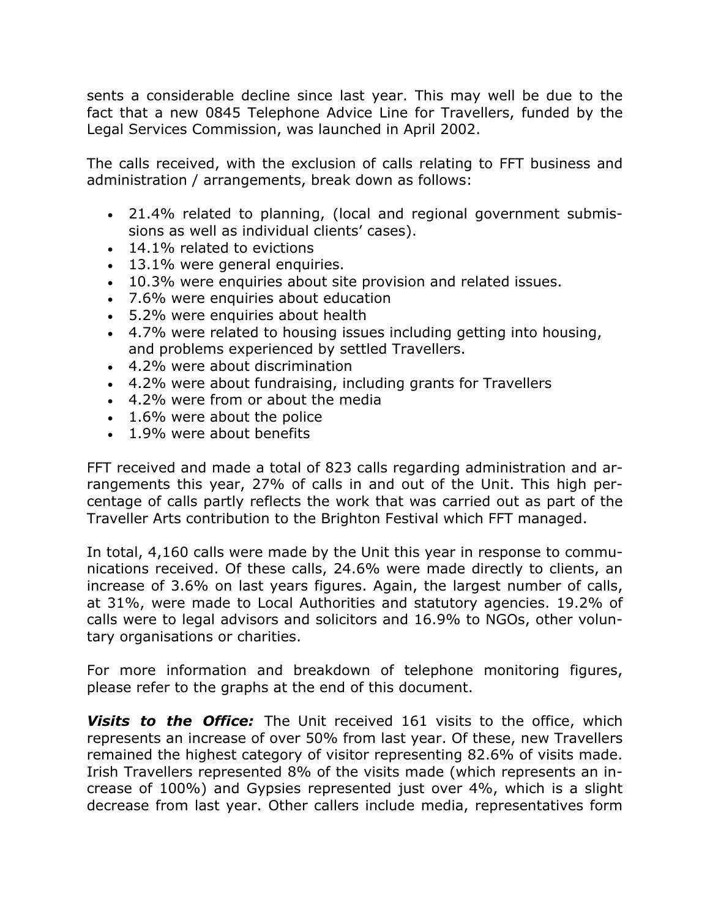sents a considerable decline since last year. This may well be due to the fact that a new 0845 Telephone Advice Line for Travellers, funded by the Legal Services Commission, was launched in April 2002.

The calls received, with the exclusion of calls relating to FFT business and administration / arrangements, break down as follows:

- 21.4% related to planning, (local and regional government submissions as well as individual clients' cases).
- 14.1% related to evictions
- 13.1% were general enquiries.
- 10.3% were enquiries about site provision and related issues.
- 7.6% were enquiries about education
- 5.2% were enquiries about health
- 4.7% were related to housing issues including getting into housing, and problems experienced by settled Travellers.
- 4.2% were about discrimination
- 4.2% were about fundraising, including grants for Travellers
- 4.2% were from or about the media
- 1.6% were about the police
- 1.9% were about benefits

FFT received and made a total of 823 calls regarding administration and arrangements this year, 27% of calls in and out of the Unit. This high percentage of calls partly reflects the work that was carried out as part of the Traveller Arts contribution to the Brighton Festival which FFT managed.

In total, 4,160 calls were made by the Unit this year in response to communications received. Of these calls, 24.6% were made directly to clients, an increase of 3.6% on last years figures. Again, the largest number of calls, at 31%, were made to Local Authorities and statutory agencies. 19.2% of calls were to legal advisors and solicitors and 16.9% to NGOs, other voluntary organisations or charities.

For more information and breakdown of telephone monitoring figures, please refer to the graphs at the end of this document.

***Visits to the Office:*** The Unit received 161 visits to the office, which represents an increase of over 50% from last year. Of these, new Travellers remained the highest category of visitor representing 82.6% of visits made. Irish Travellers represented 8% of the visits made (which represents an increase of 100%) and Gypsies represented just over 4%, which is a slight decrease from last year. Other callers include media, representatives form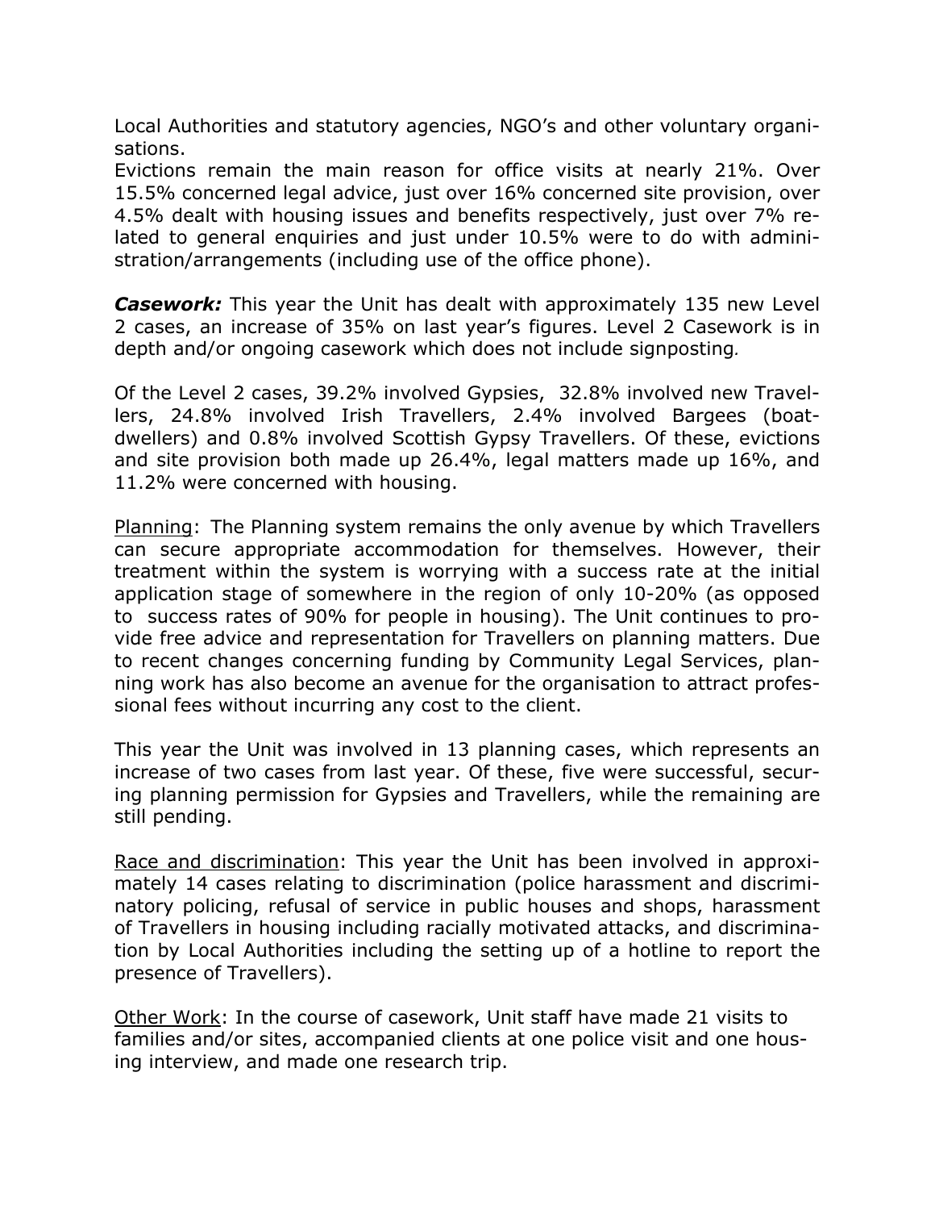Local Authorities and statutory agencies, NGO's and other voluntary organisations.

Evictions remain the main reason for office visits at nearly 21%. Over 15.5% concerned legal advice, just over 16% concerned site provision, over 4.5% dealt with housing issues and benefits respectively, just over 7% related to general enquiries and just under 10.5% were to do with administration/arrangements (including use of the office phone).

***Casework:*** This year the Unit has dealt with approximately 135 new Level 2 cases, an increase of 35% on last year's figures. Level 2 Casework is in depth and/or ongoing casework which does not include signposting.

Of the Level 2 cases, 39.2% involved Gypsies, 32.8% involved new Travellers, 24.8% involved Irish Travellers, 2.4% involved Bargees (boat-dwellers) and 0.8% involved Scottish Gypsy Travellers. Of these, evictions and site provision both made up 26.4%, legal matters made up 16%, and 11.2% were concerned with housing.

<u>Planning</u>: The Planning system remains the only avenue by which Travellers can secure appropriate accommodation for themselves. However, their treatment within the system is worrying with a success rate at the initial application stage of somewhere in the region of only 10-20% (as opposed to success rates of 90% for people in housing). The Unit continues to provide free advice and representation for Travellers on planning matters. Due to recent changes concerning funding by Community Legal Services, planning work has also become an avenue for the organisation to attract professional fees without incurring any cost to the client.

This year the Unit was involved in 13 planning cases, which represents an increase of two cases from last year. Of these, five were successful, securing planning permission for Gypsies and Travellers, while the remaining are still pending.

<u>Race and discrimination</u>: This year the Unit has been involved in approximately 14 cases relating to discrimination (police harassment and discriminatory policing, refusal of service in public houses and shops, harassment of Travellers in housing including racially motivated attacks, and discrimination by Local Authorities including the setting up of a hotline to report the presence of Travellers).

<u>Other Work</u>: In the course of casework, Unit staff have made 21 visits to families and/or sites, accompanied clients at one police visit and one housing interview, and made one research trip.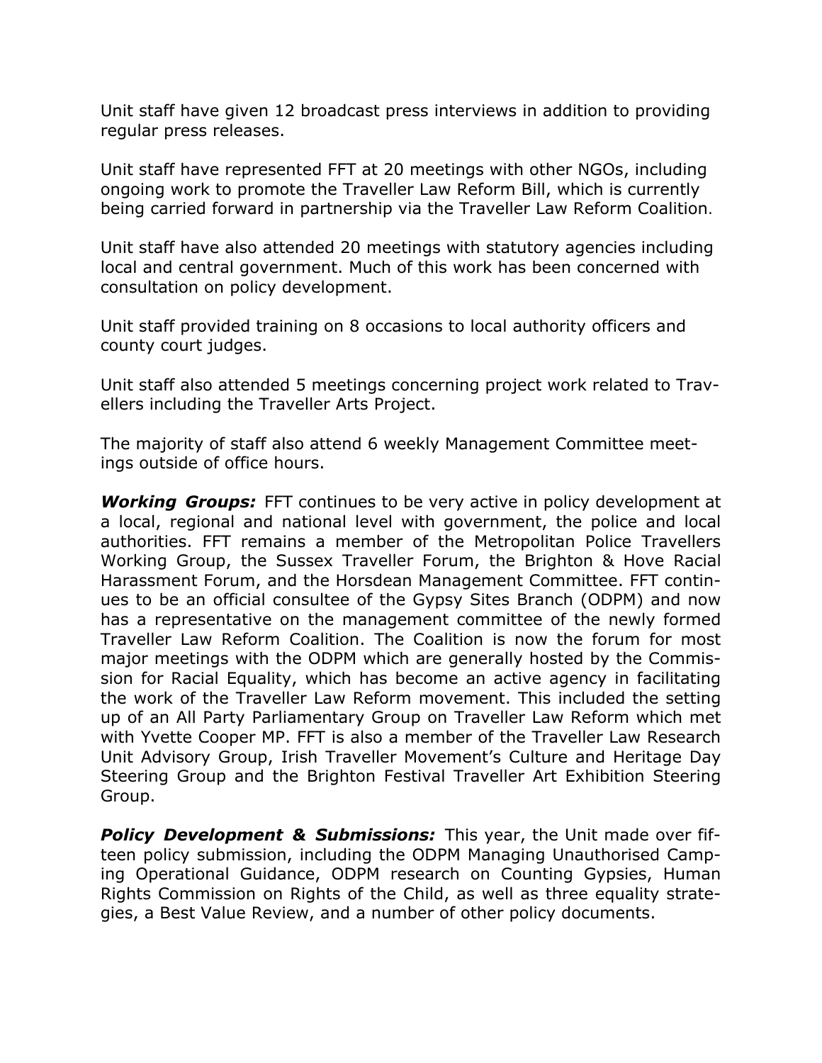Unit staff have given 12 broadcast press interviews in addition to providing regular press releases.

Unit staff have represented FFT at 20 meetings with other NGOs, including ongoing work to promote the Traveller Law Reform Bill, which is currently being carried forward in partnership via the Traveller Law Reform Coalition.

Unit staff have also attended 20 meetings with statutory agencies including local and central government. Much of this work has been concerned with consultation on policy development.

Unit staff provided training on 8 occasions to local authority officers and county court judges.

Unit staff also attended 5 meetings concerning project work related to Travellers including the Traveller Arts Project.

The majority of staff also attend 6 weekly Management Committee meetings outside of office hours.

***Working Groups:*** FFT continues to be very active in policy development at a local, regional and national level with government, the police and local authorities. FFT remains a member of the Metropolitan Police Travellers Working Group, the Sussex Traveller Forum, the Brighton & Hove Racial Harassment Forum, and the Horsdean Management Committee. FFT continues to be an official consultee of the Gypsy Sites Branch (ODPM) and now has a representative on the management committee of the newly formed Traveller Law Reform Coalition. The Coalition is now the forum for most major meetings with the ODPM which are generally hosted by the Commission for Racial Equality, which has become an active agency in facilitating the work of the Traveller Law Reform movement. This included the setting up of an All Party Parliamentary Group on Traveller Law Reform which met with Yvette Cooper MP. FFT is also a member of the Traveller Law Research Unit Advisory Group, Irish Traveller Movement's Culture and Heritage Day Steering Group and the Brighton Festival Traveller Art Exhibition Steering Group.

***Policy Development & Submissions:*** This year, the Unit made over fifteen policy submission, including the ODPM Managing Unauthorised Camping Operational Guidance, ODPM research on Counting Gypsies, Human Rights Commission on Rights of the Child, as well as three equality strategies, a Best Value Review, and a number of other policy documents.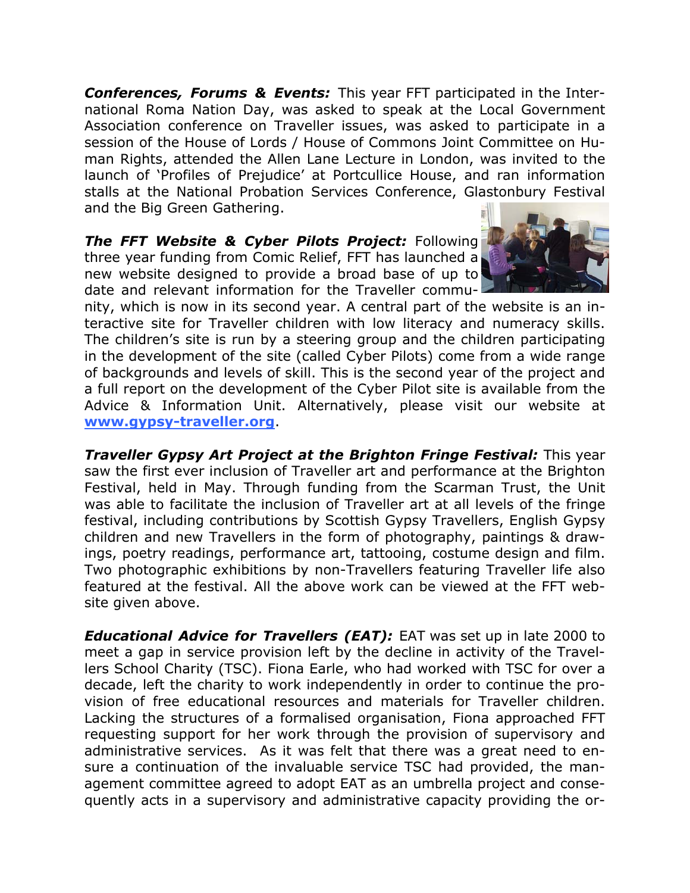***Conferences, Forums & Events:*** This year FFT participated in the International Roma Nation Day, was asked to speak at the Local Government Association conference on Traveller issues, was asked to participate in a session of the House of Lords / House of Commons Joint Committee on Human Rights, attended the Allen Lane Lecture in London, was invited to the launch of 'Profiles of Prejudice' at Portcullice House, and ran information stalls at the National Probation Services Conference, Glastonbury Festival and the Big Green Gathering.

***The FFT Website & Cyber Pilots Project:*** Following three year funding from Comic Relief, FFT has launched a new website designed to provide a broad base of up to date and relevant information for the Traveller community, which is now in its second year. A central part of the website is an interactive site for Traveller children with low literacy and numeracy skills. The children's site is run by a steering group and the children participating in the development of the site (called Cyber Pilots) come from a wide range of backgrounds and levels of skill. This is the second year of the project and a full report on the development of the Cyber Pilot site is available from the Advice & Information Unit. Alternatively, please visit our website at **www.gypsy-traveller.org**.

***Traveller Gypsy Art Project at the Brighton Fringe Festival:*** This year saw the first ever inclusion of Traveller art and performance at the Brighton Festival, held in May. Through funding from the Scarman Trust, the Unit was able to facilitate the inclusion of Traveller art at all levels of the fringe festival, including contributions by Scottish Gypsy Travellers, English Gypsy children and new Travellers in the form of photography, paintings & drawings, poetry readings, performance art, tattooing, costume design and film. Two photographic exhibitions by non-Travellers featuring Traveller life also featured at the festival. All the above work can be viewed at the FFT website given above.

***Educational Advice for Travellers (EAT):*** EAT was set up in late 2000 to meet a gap in service provision left by the decline in activity of the Travellers School Charity (TSC). Fiona Earle, who had worked with TSC for over a decade, left the charity to work independently in order to continue the provision of free educational resources and materials for Traveller children. Lacking the structures of a formalised organisation, Fiona approached FFT requesting support for her work through the provision of supervisory and administrative services. As it was felt that there was a great need to ensure a continuation of the invaluable service TSC had provided, the management committee agreed to adopt EAT as an umbrella project and consequently acts in a supervisory and administrative capacity providing the or-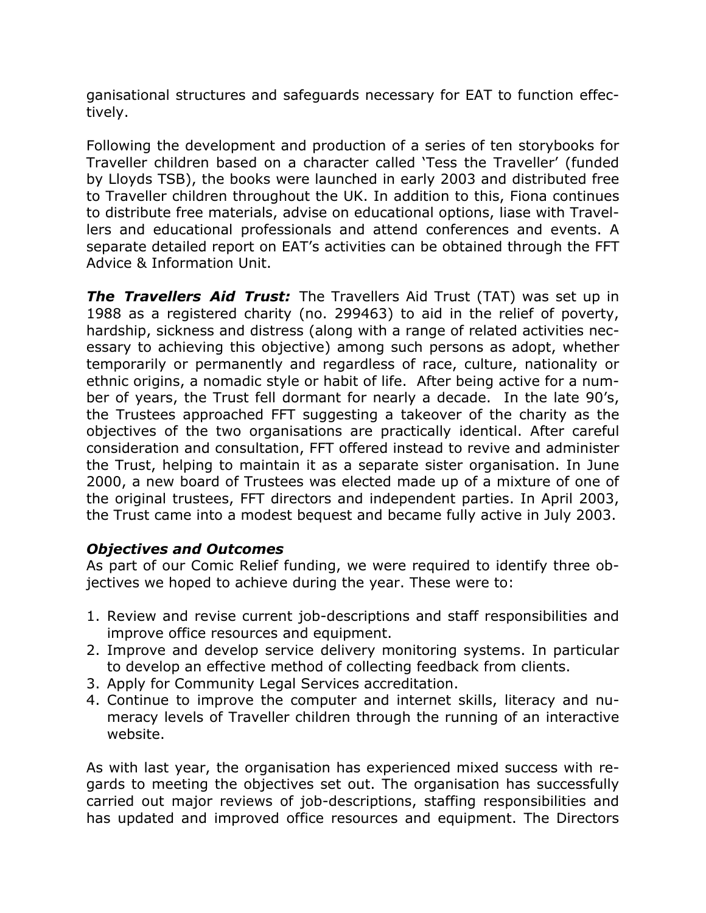ganisational structures and safeguards necessary for EAT to function effectively.

Following the development and production of a series of ten storybooks for Traveller children based on a character called 'Tess the Traveller' (funded by Lloyds TSB), the books were launched in early 2003 and distributed free to Traveller children throughout the UK. In addition to this, Fiona continues to distribute free materials, advise on educational options, liase with Travellers and educational professionals and attend conferences and events. A separate detailed report on EAT's activities can be obtained through the FFT Advice & Information Unit.

***The Travellers Aid Trust:*** The Travellers Aid Trust (TAT) was set up in 1988 as a registered charity (no. 299463) to aid in the relief of poverty, hardship, sickness and distress (along with a range of related activities necessary to achieving this objective) among such persons as adopt, whether temporarily or permanently and regardless of race, culture, nationality or ethnic origins, a nomadic style or habit of life. After being active for a number of years, the Trust fell dormant for nearly a decade. In the late 90's, the Trustees approached FFT suggesting a takeover of the charity as the objectives of the two organisations are practically identical. After careful consideration and consultation, FFT offered instead to revive and administer the Trust, helping to maintain it as a separate sister organisation. In June 2000, a new board of Trustees was elected made up of a mixture of one of the original trustees, FFT directors and independent parties. In April 2003, the Trust came into a modest bequest and became fully active in July 2003.

### *Objectives and Outcomes*

As part of our Comic Relief funding, we were required to identify three objectives we hoped to achieve during the year. These were to:

1. Review and revise current job-descriptions and staff responsibilities and improve office resources and equipment.
2. Improve and develop service delivery monitoring systems. In particular to develop an effective method of collecting feedback from clients.
3. Apply for Community Legal Services accreditation.
4. Continue to improve the computer and internet skills, literacy and numeracy levels of Traveller children through the running of an interactive website.

As with last year, the organisation has experienced mixed success with regards to meeting the objectives set out. The organisation has successfully carried out major reviews of job-descriptions, staffing responsibilities and has updated and improved office resources and equipment. The Directors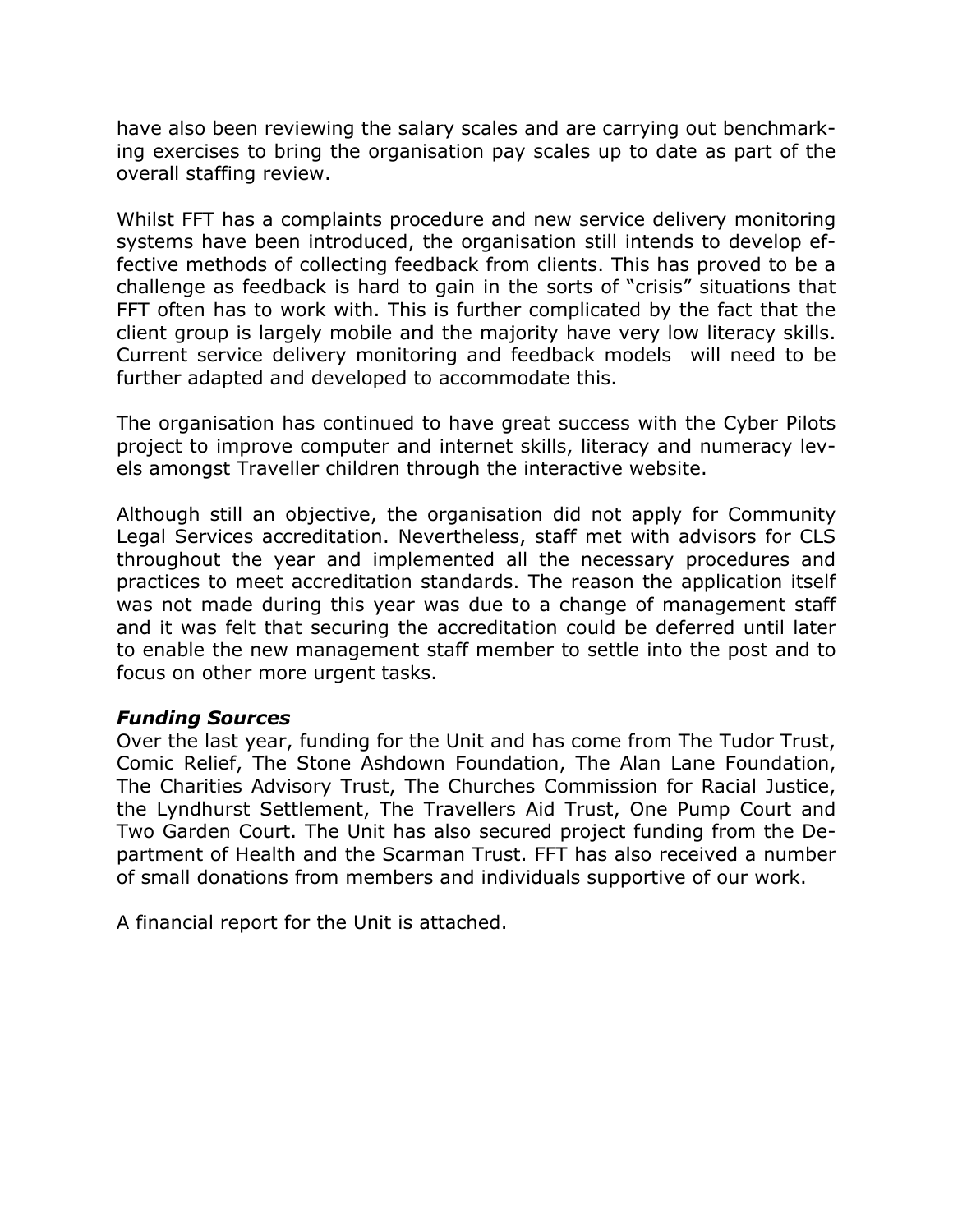have also been reviewing the salary scales and are carrying out benchmarking exercises to bring the organisation pay scales up to date as part of the overall staffing review.

Whilst FFT has a complaints procedure and new service delivery monitoring systems have been introduced, the organisation still intends to develop effective methods of collecting feedback from clients. This has proved to be a challenge as feedback is hard to gain in the sorts of "crisis" situations that FFT often has to work with. This is further complicated by the fact that the client group is largely mobile and the majority have very low literacy skills. Current service delivery monitoring and feedback models will need to be further adapted and developed to accommodate this.

The organisation has continued to have great success with the Cyber Pilots project to improve computer and internet skills, literacy and numeracy levels amongst Traveller children through the interactive website.

Although still an objective, the organisation did not apply for Community Legal Services accreditation. Nevertheless, staff met with advisors for CLS throughout the year and implemented all the necessary procedures and practices to meet accreditation standards. The reason the application itself was not made during this year was due to a change of management staff and it was felt that securing the accreditation could be deferred until later to enable the new management staff member to settle into the post and to focus on other more urgent tasks.

***Funding Sources***

Over the last year, funding for the Unit and has come from The Tudor Trust, Comic Relief, The Stone Ashdown Foundation, The Alan Lane Foundation, The Charities Advisory Trust, The Churches Commission for Racial Justice, the Lyndhurst Settlement, The Travellers Aid Trust, One Pump Court and Two Garden Court. The Unit has also secured project funding from the Department of Health and the Scarman Trust. FFT has also received a number of small donations from members and individuals supportive of our work.

A financial report for the Unit is attached.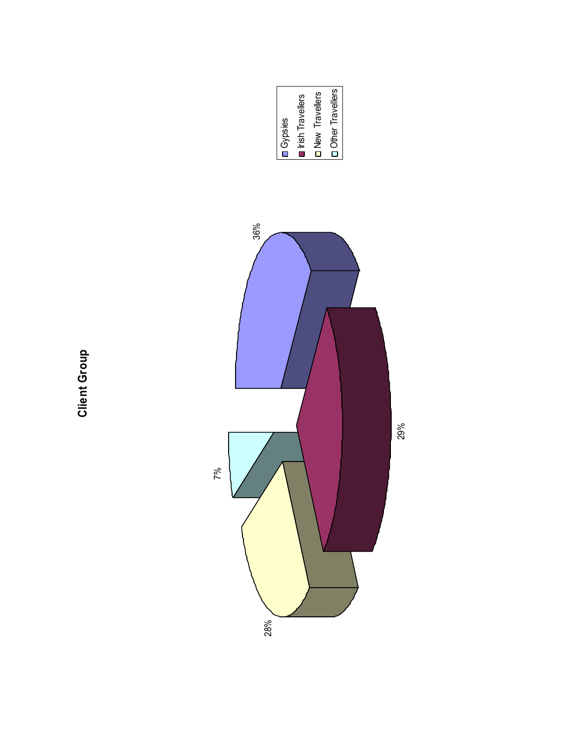**Client Group**

| Client Group | Percentage |
| --- | --- |
| Gypsies | 36% |
| Irish Travellers | 29% |
| New Travellers | 28% |
| Other Travellers | 7% |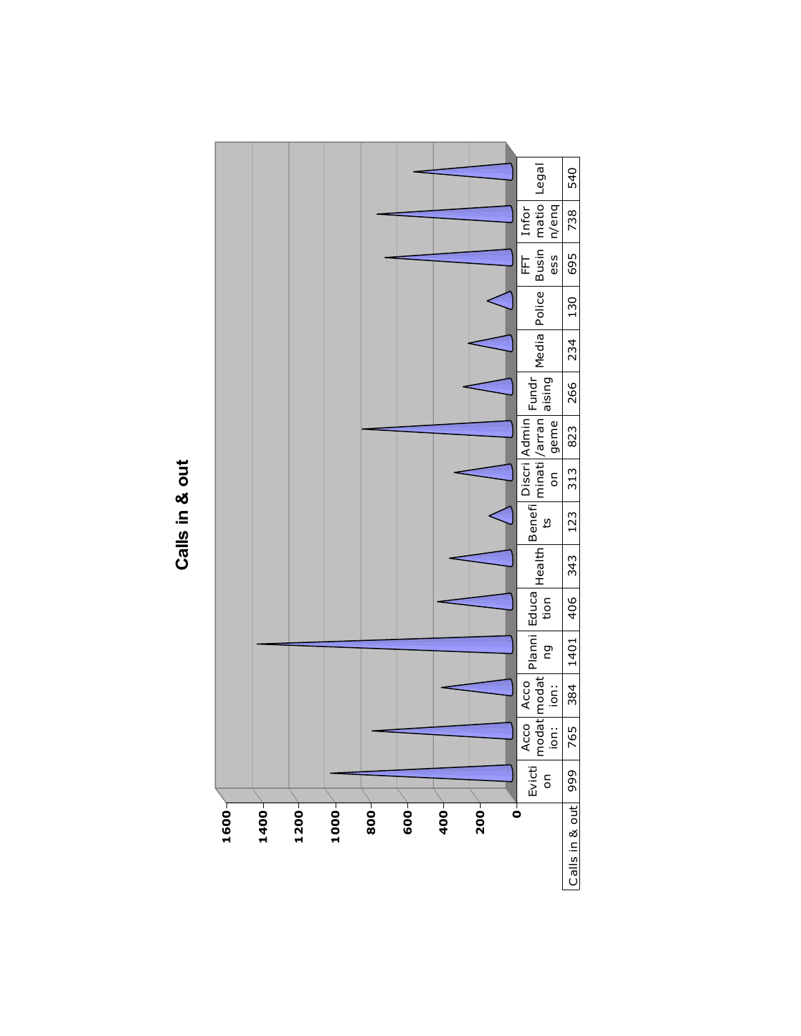# Calls in & out

| | Eviction | Accomodation: | Accomodation: | Planning | Education | Health | Benefits | Discrimination | Admin/arrangement | Fundraising | Media | Police | FFT Business | Information/enq | Legal |
|---|---|---|---|---|---|---|---|---|---|---|---|---|---|---|---|
| Calls in & out | 999 | 765 | 384 | 1401 | 406 | 343 | 123 | 313 | 823 | 266 | 234 | 130 | 695 | 738 | 540 |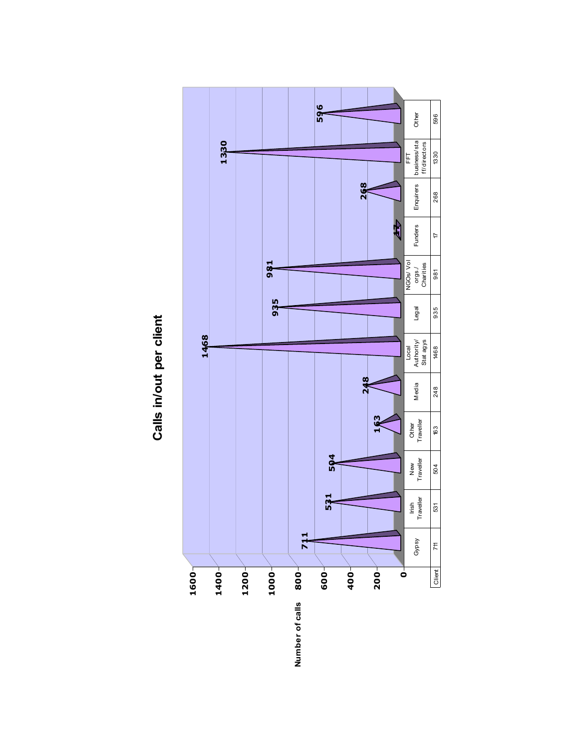# Calls in/out per client

Number of calls

| Client | Gypsy | Irish Traveller | New Traveller | Other Traveller | Media | Local Authority/ Stat agys | Legal | NGOs/ Vol orgs./ Charities | Funders | Enquirers | FFT business/staff/directors | Other |
|---|---|---|---|---|---|---|---|---|---|---|---|---|
| | 711 | 531 | 504 | 163 | 248 | 1468 | 935 | 981 | 17 | 268 | 1330 | 596 |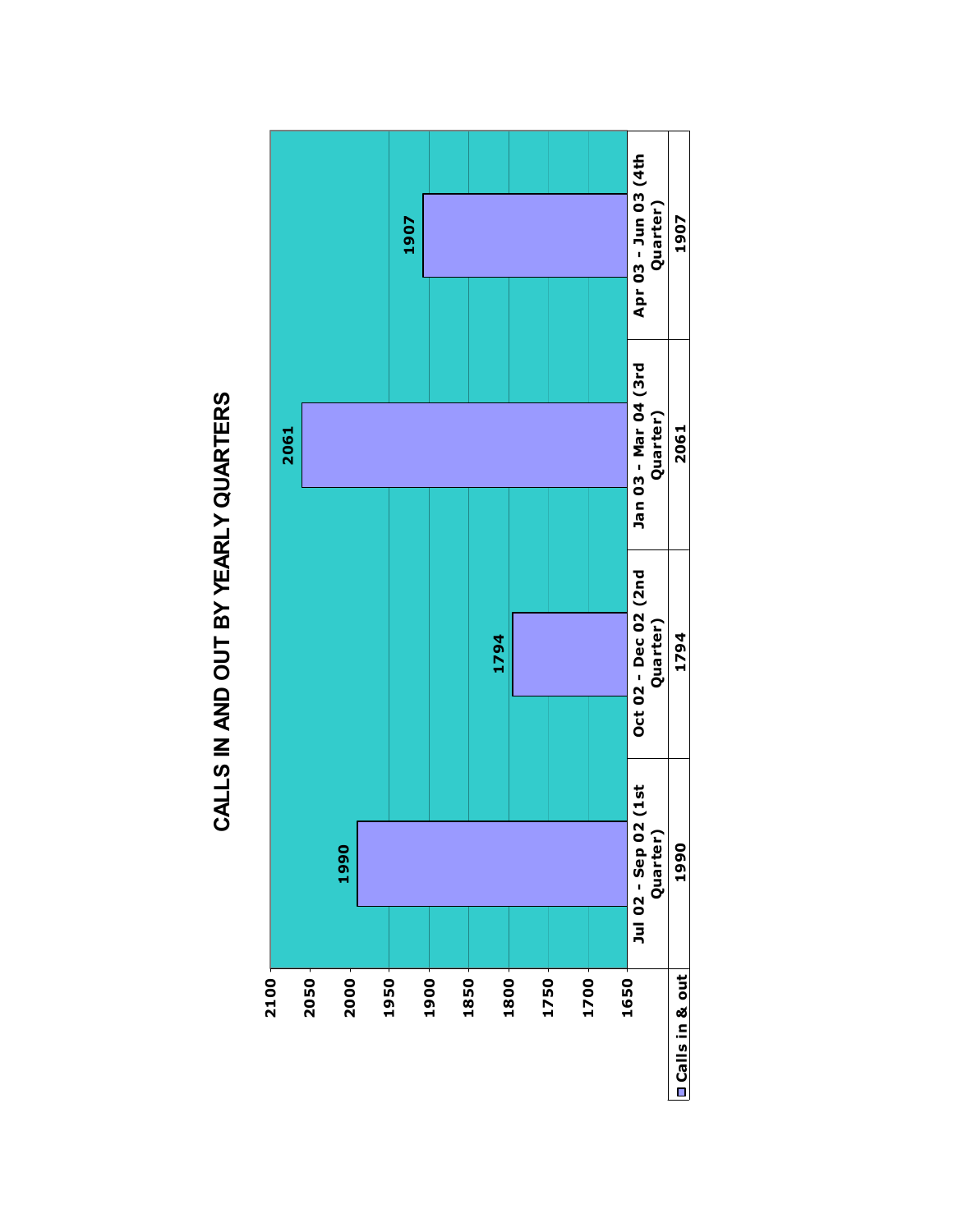# CALLS IN AND OUT BY YEARLY QUARTERS

2100
2050
2000
1950
1900
1850
1800
1750
1700
1650

1990
1794
2061
1907

Jul 02 - Sep 02 (1st Quarter)
Oct 02 - Dec 02 (2nd Quarter)
Jan 03 - Mar 04 (3rd Quarter)
Apr 03 - Jun 03 (4th Quarter)

Calls in & out
1990
1794
2061
1907